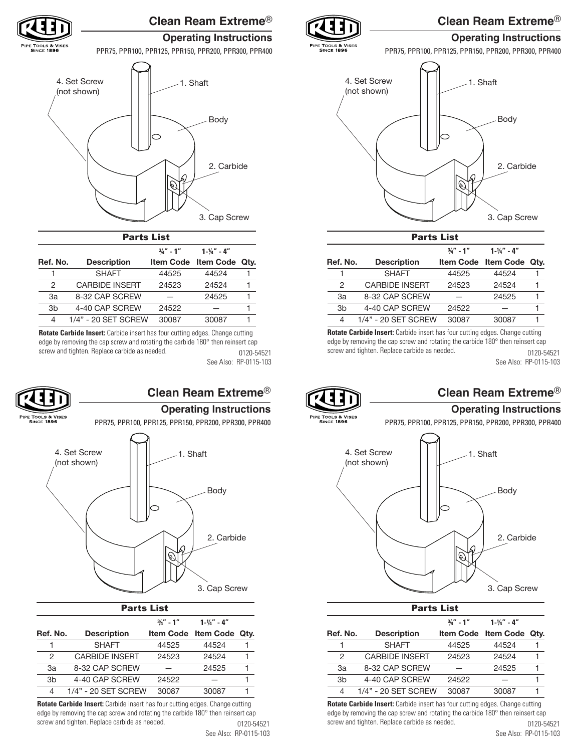# Clean Ream Extreme®

## Operating Instructions

PPR75, PPR100, PPR125, PPR150, PPR200, PPR300, PPR400

4. Set Screw (not shown)

1. Shaft

Body

2. Carbide

3. Cap Screw

### Parts List

| Ref. No. | Description | ¾" - 1" Item Code | 1-¼" - 4" Item Code | Qty. |
|---|---|---|---|---|
| 1 | SHAFT | 44525 | 44524 | 1 |
| 2 | CARBIDE INSERT | 24523 | 24524 | 1 |
| 3a | 8-32 CAP SCREW | — | 24525 | 1 |
| 3b | 4-40 CAP SCREW | 24522 | — | 1 |
| 4 | 1/4" - 20 SET SCREW | 30087 | 30087 | 1 |

**Rotate Carbide Insert:** Carbide insert has four cutting edges. Change cutting edge by removing the cap screw and rotating the carbide 180° then reinsert cap screw and tighten. Replace carbide as needed.

0120-54521

See Also: RP-0115-103

# Clean Ream Extreme®

## Operating Instructions

PPR75, PPR100, PPR125, PPR150, PPR200, PPR300, PPR400

4. Set Screw (not shown)

1. Shaft

Body

2. Carbide

3. Cap Screw

### Parts List

| Ref. No. | Description | ¾" - 1" Item Code | 1-¼" - 4" Item Code | Qty. |
|---|---|---|---|---|
| 1 | SHAFT | 44525 | 44524 | 1 |
| 2 | CARBIDE INSERT | 24523 | 24524 | 1 |
| 3a | 8-32 CAP SCREW | — | 24525 | 1 |
| 3b | 4-40 CAP SCREW | 24522 | — | 1 |
| 4 | 1/4" - 20 SET SCREW | 30087 | 30087 | 1 |

**Rotate Carbide Insert:** Carbide insert has four cutting edges. Change cutting edge by removing the cap screw and rotating the carbide 180° then reinsert cap screw and tighten. Replace carbide as needed.

0120-54521

See Also: RP-0115-103

# Clean Ream Extreme®

## Operating Instructions

PPR75, PPR100, PPR125, PPR150, PPR200, PPR300, PPR400

4. Set Screw (not shown)

1. Shaft

Body

2. Carbide

3. Cap Screw

### Parts List

| Ref. No. | Description | ¾" - 1" Item Code | 1-¼" - 4" Item Code | Qty. |
|---|---|---|---|---|
| 1 | SHAFT | 44525 | 44524 | 1 |
| 2 | CARBIDE INSERT | 24523 | 24524 | 1 |
| 3a | 8-32 CAP SCREW | — | 24525 | 1 |
| 3b | 4-40 CAP SCREW | 24522 | — | 1 |
| 4 | 1/4" - 20 SET SCREW | 30087 | 30087 | 1 |

**Rotate Carbide Insert:** Carbide insert has four cutting edges. Change cutting edge by removing the cap screw and rotating the carbide 180° then reinsert cap screw and tighten. Replace carbide as needed.

0120-54521

See Also: RP-0115-103

# Clean Ream Extreme®

## Operating Instructions

PPR75, PPR100, PPR125, PPR150, PPR200, PPR300, PPR400

4. Set Screw (not shown)

1. Shaft

Body

2. Carbide

3. Cap Screw

### Parts List

| Ref. No. | Description | ¾" - 1" Item Code | 1-¼" - 4" Item Code | Qty. |
|---|---|---|---|---|
| 1 | SHAFT | 44525 | 44524 | 1 |
| 2 | CARBIDE INSERT | 24523 | 24524 | 1 |
| 3a | 8-32 CAP SCREW | — | 24525 | 1 |
| 3b | 4-40 CAP SCREW | 24522 | — | 1 |
| 4 | 1/4" - 20 SET SCREW | 30087 | 30087 | 1 |

**Rotate Carbide Insert:** Carbide insert has four cutting edges. Change cutting edge by removing the cap screw and rotating the carbide 180° then reinsert cap screw and tighten. Replace carbide as needed.

0120-54521

See Also: RP-0115-103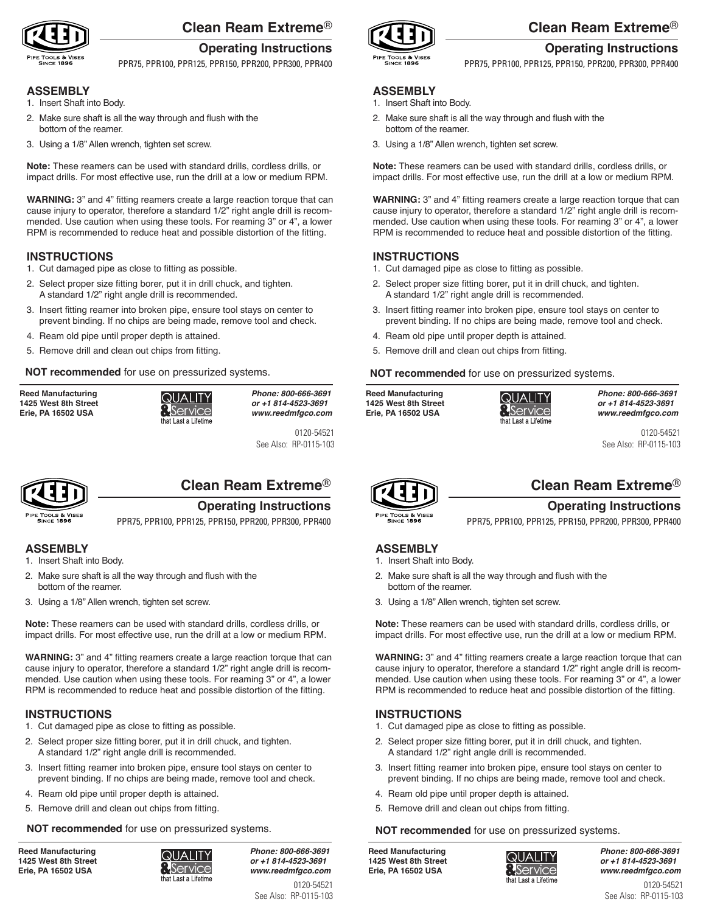# Clean Ream Extreme®

## Operating Instructions

PPR75, PPR100, PPR125, PPR150, PPR200, PPR300, PPR400

### ASSEMBLY

1. Insert Shaft into Body.
2. Make sure shaft is all the way through and flush with the bottom of the reamer.
3. Using a 1/8" Allen wrench, tighten set screw.

**Note:** These reamers can be used with standard drills, cordless drills, or impact drills. For most effective use, run the drill at a low or medium RPM.

**WARNING:** 3" and 4" fitting reamers create a large reaction torque that can cause injury to operator, therefore a standard 1/2" right angle drill is recommended. Use caution when using these tools. For reaming 3" or 4", a lower RPM is recommended to reduce heat and possible distortion of the fitting.

### INSTRUCTIONS

1. Cut damaged pipe as close to fitting as possible.
2. Select proper size fitting borer, put it in drill chuck, and tighten. A standard 1/2" right angle drill is recommended.
3. Insert fitting reamer into broken pipe, ensure tool stays on center to prevent binding. If no chips are being made, remove tool and check.
4. Ream old pipe until proper depth is attained.
5. Remove drill and clean out chips from fitting.

**NOT recommended** for use on pressurized systems.

**Reed Manufacturing**
**1425 West 8th Street**
**Erie, PA 16502 USA**

QUALITY & Service that Last a Lifetime

***Phone: 800-666-3691***
***or +1 814-4523-3691***
***www.reedmfgco.com***

0120-54521
See Also: RP-0115-103

---

# Clean Ream Extreme®

## Operating Instructions

PPR75, PPR100, PPR125, PPR150, PPR200, PPR300, PPR400

### ASSEMBLY

1. Insert Shaft into Body.
2. Make sure shaft is all the way through and flush with the bottom of the reamer.
3. Using a 1/8" Allen wrench, tighten set screw.

**Note:** These reamers can be used with standard drills, cordless drills, or impact drills. For most effective use, run the drill at a low or medium RPM.

**WARNING:** 3" and 4" fitting reamers create a large reaction torque that can cause injury to operator, therefore a standard 1/2" right angle drill is recommended. Use caution when using these tools. For reaming 3" or 4", a lower RPM is recommended to reduce heat and possible distortion of the fitting.

### INSTRUCTIONS

1. Cut damaged pipe as close to fitting as possible.
2. Select proper size fitting borer, put it in drill chuck, and tighten. A standard 1/2" right angle drill is recommended.
3. Insert fitting reamer into broken pipe, ensure tool stays on center to prevent binding. If no chips are being made, remove tool and check.
4. Ream old pipe until proper depth is attained.
5. Remove drill and clean out chips from fitting.

**NOT recommended** for use on pressurized systems.

**Reed Manufacturing**
**1425 West 8th Street**
**Erie, PA 16502 USA**

QUALITY & Service that Last a Lifetime

***Phone: 800-666-3691***
***or +1 814-4523-3691***
***www.reedmfgco.com***

0120-54521
See Also: RP-0115-103

---

# Clean Ream Extreme®

## Operating Instructions

PPR75, PPR100, PPR125, PPR150, PPR200, PPR300, PPR400

### ASSEMBLY

1. Insert Shaft into Body.
2. Make sure shaft is all the way through and flush with the bottom of the reamer.
3. Using a 1/8" Allen wrench, tighten set screw.

**Note:** These reamers can be used with standard drills, cordless drills, or impact drills. For most effective use, run the drill at a low or medium RPM.

**WARNING:** 3" and 4" fitting reamers create a large reaction torque that can cause injury to operator, therefore a standard 1/2" right angle drill is recommended. Use caution when using these tools. For reaming 3" or 4", a lower RPM is recommended to reduce heat and possible distortion of the fitting.

### INSTRUCTIONS

1. Cut damaged pipe as close to fitting as possible.
2. Select proper size fitting borer, put it in drill chuck, and tighten. A standard 1/2" right angle drill is recommended.
3. Insert fitting reamer into broken pipe, ensure tool stays on center to prevent binding. If no chips are being made, remove tool and check.
4. Ream old pipe until proper depth is attained.
5. Remove drill and clean out chips from fitting.

**NOT recommended** for use on pressurized systems.

**Reed Manufacturing**
**1425 West 8th Street**
**Erie, PA 16502 USA**

QUALITY & Service that Last a Lifetime

***Phone: 800-666-3691***
***or +1 814-4523-3691***
***www.reedmfgco.com***

0120-54521
See Also: RP-0115-103

---

# Clean Ream Extreme®

## Operating Instructions

PPR75, PPR100, PPR125, PPR150, PPR200, PPR300, PPR400

### ASSEMBLY

1. Insert Shaft into Body.
2. Make sure shaft is all the way through and flush with the bottom of the reamer.
3. Using a 1/8" Allen wrench, tighten set screw.

**Note:** These reamers can be used with standard drills, cordless drills, or impact drills. For most effective use, run the drill at a low or medium RPM.

**WARNING:** 3" and 4" fitting reamers create a large reaction torque that can cause injury to operator, therefore a standard 1/2" right angle drill is recommended. Use caution when using these tools. For reaming 3" or 4", a lower RPM is recommended to reduce heat and possible distortion of the fitting.

### INSTRUCTIONS

1. Cut damaged pipe as close to fitting as possible.
2. Select proper size fitting borer, put it in drill chuck, and tighten. A standard 1/2" right angle drill is recommended.
3. Insert fitting reamer into broken pipe, ensure tool stays on center to prevent binding. If no chips are being made, remove tool and check.
4. Ream old pipe until proper depth is attained.
5. Remove drill and clean out chips from fitting.

**NOT recommended** for use on pressurized systems.

**Reed Manufacturing**
**1425 West 8th Street**
**Erie, PA 16502 USA**

QUALITY & Service that Last a Lifetime

***Phone: 800-666-3691***
***or +1 814-4523-3691***
***www.reedmfgco.com***

0120-54521
See Also: RP-0115-103